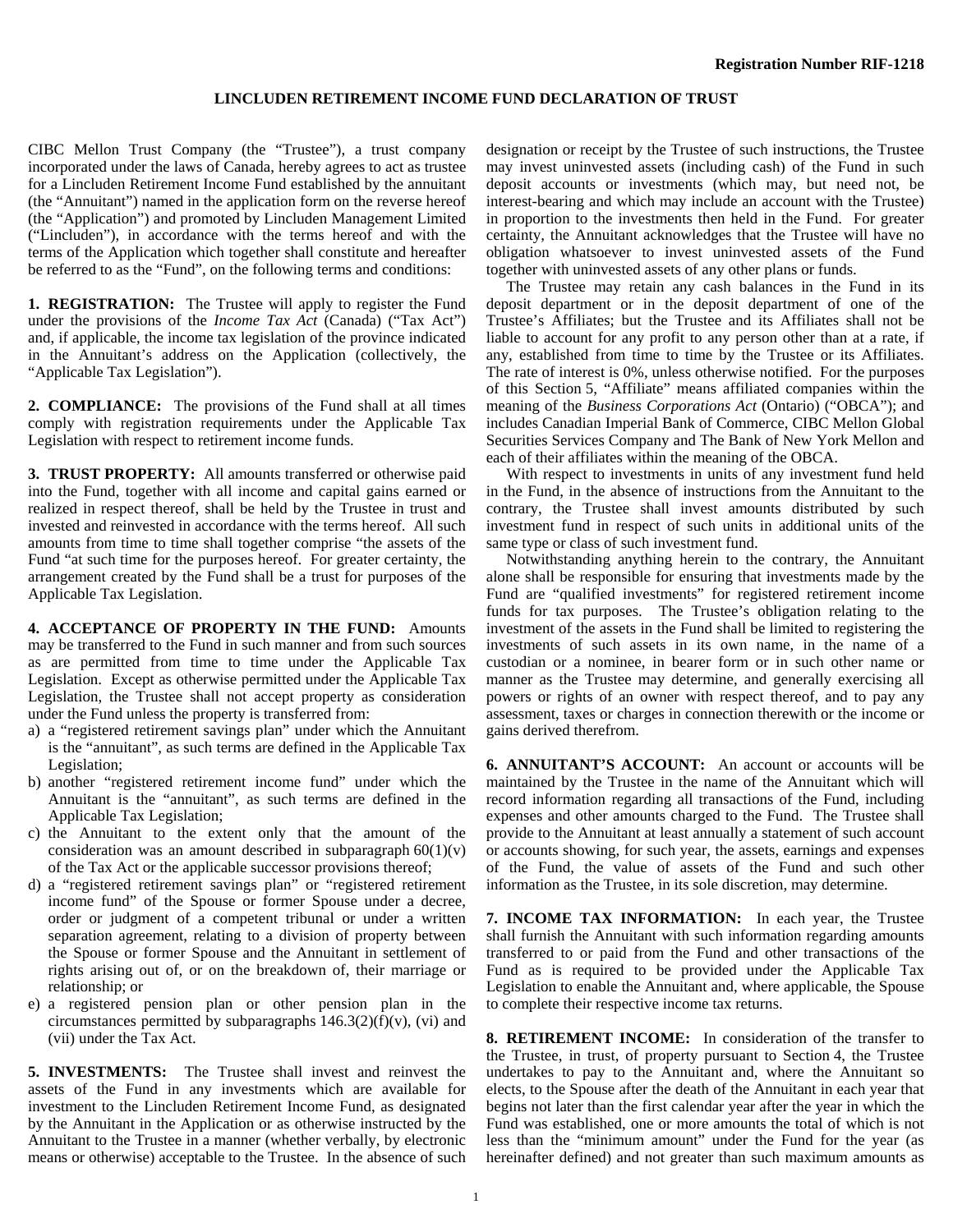**Registration Number RIF-1218**

# LINCLUDEN RETIREMENT INCOME FUND DECLARATION OF TRUST

CIBC Mellon Trust Company (the "Trustee"), a trust company incorporated under the laws of Canada, hereby agrees to act as trustee for a Lincluden Retirement Income Fund established by the annuitant (the "Annuitant") named in the application form on the reverse hereof (the "Application") and promoted by Lincluden Management Limited ("Lincluden"), in accordance with the terms hereof and with the terms of the Application which together shall constitute and hereafter be referred to as the "Fund", on the following terms and conditions:

**1. REGISTRATION:** The Trustee will apply to register the Fund under the provisions of the *Income Tax Act* (Canada) ("Tax Act") and, if applicable, the income tax legislation of the province indicated in the Annuitant's address on the Application (collectively, the "Applicable Tax Legislation").

**2. COMPLIANCE:** The provisions of the Fund shall at all times comply with registration requirements under the Applicable Tax Legislation with respect to retirement income funds.

**3. TRUST PROPERTY:** All amounts transferred or otherwise paid into the Fund, together with all income and capital gains earned or realized in respect thereof, shall be held by the Trustee in trust and invested and reinvested in accordance with the terms hereof. All such amounts from time to time shall together comprise "the assets of the Fund "at such time for the purposes hereof. For greater certainty, the arrangement created by the Fund shall be a trust for purposes of the Applicable Tax Legislation.

**4. ACCEPTANCE OF PROPERTY IN THE FUND:** Amounts may be transferred to the Fund in such manner and from such sources as are permitted from time to time under the Applicable Tax Legislation. Except as otherwise permitted under the Applicable Tax Legislation, the Trustee shall not accept property as consideration under the Fund unless the property is transferred from:

a) a "registered retirement savings plan" under which the Annuitant is the "annuitant", as such terms are defined in the Applicable Tax Legislation;
b) another "registered retirement income fund" under which the Annuitant is the "annuitant", as such terms are defined in the Applicable Tax Legislation;
c) the Annuitant to the extent only that the amount of the consideration was an amount described in subparagraph 60(1)(v) of the Tax Act or the applicable successor provisions thereof;
d) a "registered retirement savings plan" or "registered retirement income fund" of the Spouse or former Spouse under a decree, order or judgment of a competent tribunal or under a written separation agreement, relating to a division of property between the Spouse or former Spouse and the Annuitant in settlement of rights arising out of, or on the breakdown of, their marriage or relationship; or
e) a registered pension plan or other pension plan in the circumstances permitted by subparagraphs 146.3(2)(f)(v), (vi) and (vii) under the Tax Act.

**5. INVESTMENTS:** The Trustee shall invest and reinvest the assets of the Fund in any investments which are available for investment to the Lincluden Retirement Income Fund, as designated by the Annuitant in the Application or as otherwise instructed by the Annuitant to the Trustee in a manner (whether verbally, by electronic means or otherwise) acceptable to the Trustee. In the absence of such designation or receipt by the Trustee of such instructions, the Trustee may invest uninvested assets (including cash) of the Fund in such deposit accounts or investments (which may, but need not, be interest-bearing and which may include an account with the Trustee) in proportion to the investments then held in the Fund. For greater certainty, the Annuitant acknowledges that the Trustee will have no obligation whatsoever to invest uninvested assets of the Fund together with uninvested assets of any other plans or funds.

The Trustee may retain any cash balances in the Fund in its deposit department or in the deposit department of one of the Trustee's Affiliates; but the Trustee and its Affiliates shall not be liable to account for any profit to any person other than at a rate, if any, established from time to time by the Trustee or its Affiliates. The rate of interest is 0%, unless otherwise notified. For the purposes of this Section 5, "Affiliate" means affiliated companies within the meaning of the *Business Corporations Act* (Ontario) ("OBCA"); and includes Canadian Imperial Bank of Commerce, CIBC Mellon Global Securities Services Company and The Bank of New York Mellon and each of their affiliates within the meaning of the OBCA.

With respect to investments in units of any investment fund held in the Fund, in the absence of instructions from the Annuitant to the contrary, the Trustee shall invest amounts distributed by such investment fund in respect of such units in additional units of the same type or class of such investment fund.

Notwithstanding anything herein to the contrary, the Annuitant alone shall be responsible for ensuring that investments made by the Fund are "qualified investments" for registered retirement income funds for tax purposes. The Trustee's obligation relating to the investment of the assets in the Fund shall be limited to registering the investments of such assets in its own name, in the name of a custodian or a nominee, in bearer form or in such other name or manner as the Trustee may determine, and generally exercising all powers or rights of an owner with respect thereof, and to pay any assessment, taxes or charges in connection therewith or the income or gains derived therefrom.

**6. ANNUITANT'S ACCOUNT:** An account or accounts will be maintained by the Trustee in the name of the Annuitant which will record information regarding all transactions of the Fund, including expenses and other amounts charged to the Fund. The Trustee shall provide to the Annuitant at least annually a statement of such account or accounts showing, for such year, the assets, earnings and expenses of the Fund, the value of assets of the Fund and such other information as the Trustee, in its sole discretion, may determine.

**7. INCOME TAX INFORMATION:** In each year, the Trustee shall furnish the Annuitant with such information regarding amounts transferred to or paid from the Fund and other transactions of the Fund as is required to be provided under the Applicable Tax Legislation to enable the Annuitant and, where applicable, the Spouse to complete their respective income tax returns.

**8. RETIREMENT INCOME:** In consideration of the transfer to the Trustee, in trust, of property pursuant to Section 4, the Trustee undertakes to pay to the Annuitant and, where the Annuitant so elects, to the Spouse after the death of the Annuitant in each year that begins not later than the first calendar year after the year in which the Fund was established, one or more amounts the total of which is not less than the "minimum amount" under the Fund for the year (as hereinafter defined) and not greater than such maximum amounts as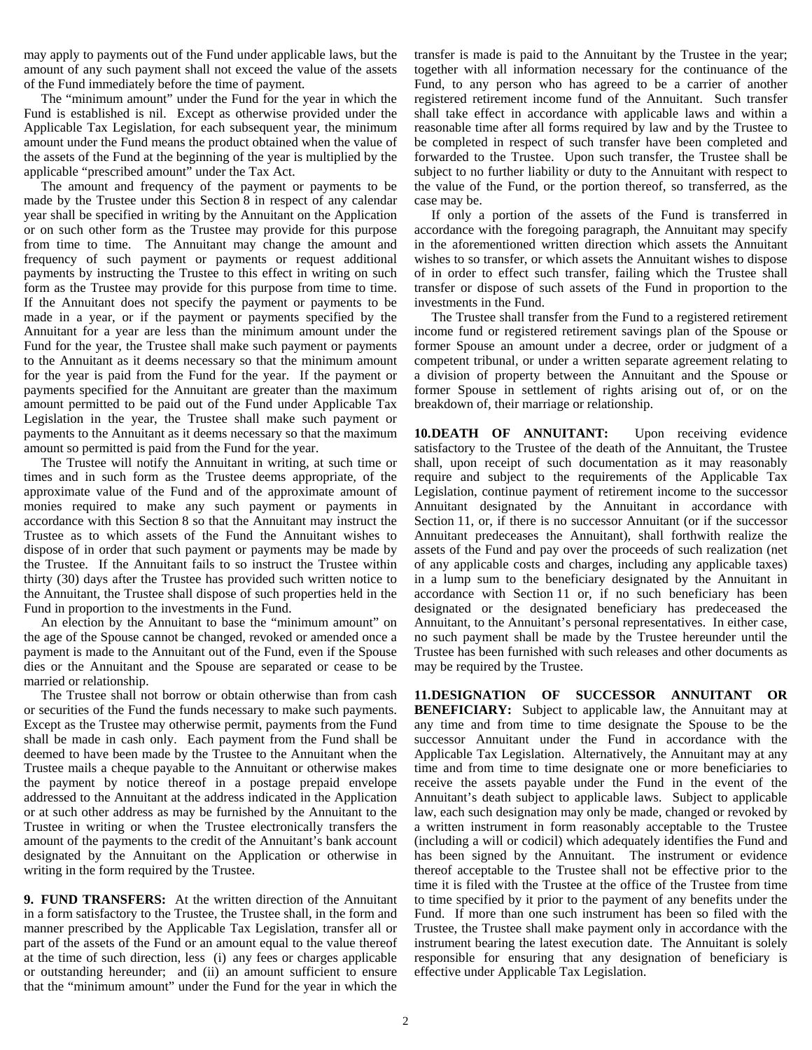may apply to payments out of the Fund under applicable laws, but the amount of any such payment shall not exceed the value of the assets of the Fund immediately before the time of payment.

The "minimum amount" under the Fund for the year in which the Fund is established is nil. Except as otherwise provided under the Applicable Tax Legislation, for each subsequent year, the minimum amount under the Fund means the product obtained when the value of the assets of the Fund at the beginning of the year is multiplied by the applicable "prescribed amount" under the Tax Act.

The amount and frequency of the payment or payments to be made by the Trustee under this Section 8 in respect of any calendar year shall be specified in writing by the Annuitant on the Application or on such other form as the Trustee may provide for this purpose from time to time. The Annuitant may change the amount and frequency of such payment or payments or request additional payments by instructing the Trustee to this effect in writing on such form as the Trustee may provide for this purpose from time to time. If the Annuitant does not specify the payment or payments to be made in a year, or if the payment or payments specified by the Annuitant for a year are less than the minimum amount under the Fund for the year, the Trustee shall make such payment or payments to the Annuitant as it deems necessary so that the minimum amount for the year is paid from the Fund for the year. If the payment or payments specified for the Annuitant are greater than the maximum amount permitted to be paid out of the Fund under Applicable Tax Legislation in the year, the Trustee shall make such payment or payments to the Annuitant as it deems necessary so that the maximum amount so permitted is paid from the Fund for the year.

The Trustee will notify the Annuitant in writing, at such time or times and in such form as the Trustee deems appropriate, of the approximate value of the Fund and of the approximate amount of monies required to make any such payment or payments in accordance with this Section 8 so that the Annuitant may instruct the Trustee as to which assets of the Fund the Annuitant wishes to dispose of in order that such payment or payments may be made by the Trustee. If the Annuitant fails to so instruct the Trustee within thirty (30) days after the Trustee has provided such written notice to the Annuitant, the Trustee shall dispose of such properties held in the Fund in proportion to the investments in the Fund.

An election by the Annuitant to base the "minimum amount" on the age of the Spouse cannot be changed, revoked or amended once a payment is made to the Annuitant out of the Fund, even if the Spouse dies or the Annuitant and the Spouse are separated or cease to be married or relationship.

The Trustee shall not borrow or obtain otherwise than from cash or securities of the Fund the funds necessary to make such payments. Except as the Trustee may otherwise permit, payments from the Fund shall be made in cash only. Each payment from the Fund shall be deemed to have been made by the Trustee to the Annuitant when the Trustee mails a cheque payable to the Annuitant or otherwise makes the payment by notice thereof in a postage prepaid envelope addressed to the Annuitant at the address indicated in the Application or at such other address as may be furnished by the Annuitant to the Trustee in writing or when the Trustee electronically transfers the amount of the payments to the credit of the Annuitant's bank account designated by the Annuitant on the Application or otherwise in writing in the form required by the Trustee.

**9. FUND TRANSFERS:** At the written direction of the Annuitant in a form satisfactory to the Trustee, the Trustee shall, in the form and manner prescribed by the Applicable Tax Legislation, transfer all or part of the assets of the Fund or an amount equal to the value thereof at the time of such direction, less (i) any fees or charges applicable or outstanding hereunder; and (ii) an amount sufficient to ensure that the "minimum amount" under the Fund for the year in which the transfer is made is paid to the Annuitant by the Trustee in the year; together with all information necessary for the continuance of the Fund, to any person who has agreed to be a carrier of another registered retirement income fund of the Annuitant. Such transfer shall take effect in accordance with applicable laws and within a reasonable time after all forms required by law and by the Trustee to be completed in respect of such transfer have been completed and forwarded to the Trustee. Upon such transfer, the Trustee shall be subject to no further liability or duty to the Annuitant with respect to the value of the Fund, or the portion thereof, so transferred, as the case may be.

If only a portion of the assets of the Fund is transferred in accordance with the foregoing paragraph, the Annuitant may specify in the aforementioned written direction which assets the Annuitant wishes to so transfer, or which assets the Annuitant wishes to dispose of in order to effect such transfer, failing which the Trustee shall transfer or dispose of such assets of the Fund in proportion to the investments in the Fund.

The Trustee shall transfer from the Fund to a registered retirement income fund or registered retirement savings plan of the Spouse or former Spouse an amount under a decree, order or judgment of a competent tribunal, or under a written separate agreement relating to a division of property between the Annuitant and the Spouse or former Spouse in settlement of rights arising out of, or on the breakdown of, their marriage or relationship.

**10. DEATH OF ANNUITANT:** Upon receiving evidence satisfactory to the Trustee of the death of the Annuitant, the Trustee shall, upon receipt of such documentation as it may reasonably require and subject to the requirements of the Applicable Tax Legislation, continue payment of retirement income to the successor Annuitant designated by the Annuitant in accordance with Section 11, or, if there is no successor Annuitant (or if the successor Annuitant predeceases the Annuitant), shall forthwith realize the assets of the Fund and pay over the proceeds of such realization (net of any applicable costs and charges, including any applicable taxes) in a lump sum to the beneficiary designated by the Annuitant in accordance with Section 11 or, if no such beneficiary has been designated or the designated beneficiary has predeceased the Annuitant, to the Annuitant's personal representatives. In either case, no such payment shall be made by the Trustee hereunder until the Trustee has been furnished with such releases and other documents as may be required by the Trustee.

**11. DESIGNATION OF SUCCESSOR ANNUITANT OR BENEFICIARY:** Subject to applicable law, the Annuitant may at any time and from time to time designate the Spouse to be the successor Annuitant under the Fund in accordance with the Applicable Tax Legislation. Alternatively, the Annuitant may at any time and from time to time designate one or more beneficiaries to receive the assets payable under the Fund in the event of the Annuitant's death subject to applicable laws. Subject to applicable law, each such designation may only be made, changed or revoked by a written instrument in form reasonably acceptable to the Trustee (including a will or codicil) which adequately identifies the Fund and has been signed by the Annuitant. The instrument or evidence thereof acceptable to the Trustee shall not be effective prior to the time it is filed with the Trustee at the office of the Trustee from time to time specified by it prior to the payment of any benefits under the Fund. If more than one such instrument has been so filed with the Trustee, the Trustee shall make payment only in accordance with the instrument bearing the latest execution date. The Annuitant is solely responsible for ensuring that any designation of beneficiary is effective under Applicable Tax Legislation.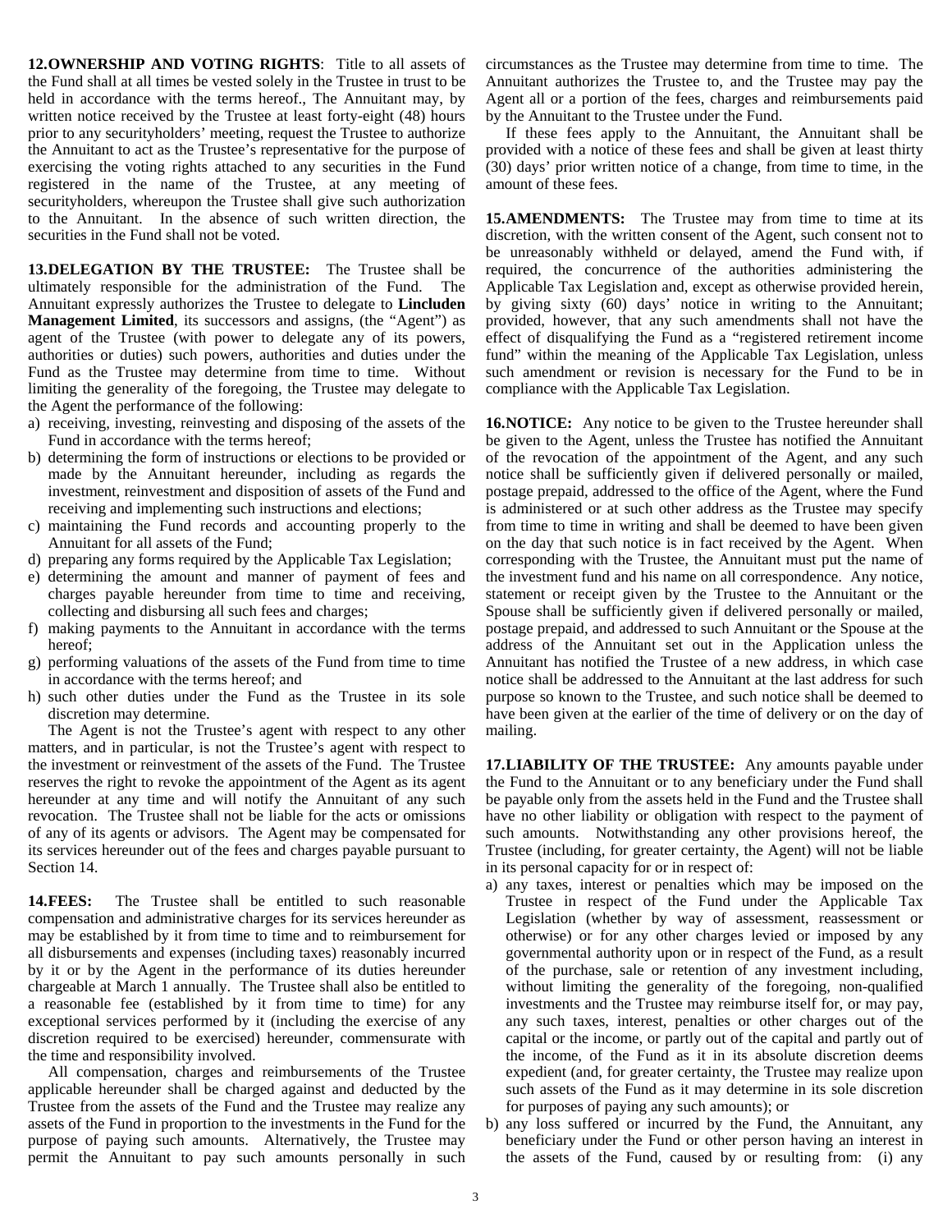**12.OWNERSHIP AND VOTING RIGHTS**: Title to all assets of the Fund shall at all times be vested solely in the Trustee in trust to be held in accordance with the terms hereof., The Annuitant may, by written notice received by the Trustee at least forty-eight (48) hours prior to any securityholders' meeting, request the Trustee to authorize the Annuitant to act as the Trustee's representative for the purpose of exercising the voting rights attached to any securities in the Fund registered in the name of the Trustee, at any meeting of securityholders, whereupon the Trustee shall give such authorization to the Annuitant. In the absence of such written direction, the securities in the Fund shall not be voted.

**13.DELEGATION BY THE TRUSTEE:** The Trustee shall be ultimately responsible for the administration of the Fund. The Annuitant expressly authorizes the Trustee to delegate to **Lincluden Management Limited**, its successors and assigns, (the "Agent") as agent of the Trustee (with power to delegate any of its powers, authorities or duties) such powers, authorities and duties under the Fund as the Trustee may determine from time to time. Without limiting the generality of the foregoing, the Trustee may delegate to the Agent the performance of the following:

a) receiving, investing, reinvesting and disposing of the assets of the Fund in accordance with the terms hereof;
b) determining the form of instructions or elections to be provided or made by the Annuitant hereunder, including as regards the investment, reinvestment and disposition of assets of the Fund and receiving and implementing such instructions and elections;
c) maintaining the Fund records and accounting properly to the Annuitant for all assets of the Fund;
d) preparing any forms required by the Applicable Tax Legislation;
e) determining the amount and manner of payment of fees and charges payable hereunder from time to time and receiving, collecting and disbursing all such fees and charges;
f) making payments to the Annuitant in accordance with the terms hereof;
g) performing valuations of the assets of the Fund from time to time in accordance with the terms hereof; and
h) such other duties under the Fund as the Trustee in its sole discretion may determine.

The Agent is not the Trustee's agent with respect to any other matters, and in particular, is not the Trustee's agent with respect to the investment or reinvestment of the assets of the Fund. The Trustee reserves the right to revoke the appointment of the Agent as its agent hereunder at any time and will notify the Annuitant of any such revocation. The Trustee shall not be liable for the acts or omissions of any of its agents or advisors. The Agent may be compensated for its services hereunder out of the fees and charges payable pursuant to Section 14.

**14.FEES:** The Trustee shall be entitled to such reasonable compensation and administrative charges for its services hereunder as may be established by it from time to time and to reimbursement for all disbursements and expenses (including taxes) reasonably incurred by it or by the Agent in the performance of its duties hereunder chargeable at March 1 annually. The Trustee shall also be entitled to a reasonable fee (established by it from time to time) for any exceptional services performed by it (including the exercise of any discretion required to be exercised) hereunder, commensurate with the time and responsibility involved.

All compensation, charges and reimbursements of the Trustee applicable hereunder shall be charged against and deducted by the Trustee from the assets of the Fund and the Trustee may realize any assets of the Fund in proportion to the investments in the Fund for the purpose of paying such amounts. Alternatively, the Trustee may permit the Annuitant to pay such amounts personally in such circumstances as the Trustee may determine from time to time. The Annuitant authorizes the Trustee to, and the Trustee may pay the Agent all or a portion of the fees, charges and reimbursements paid by the Annuitant to the Trustee under the Fund.

If these fees apply to the Annuitant, the Annuitant shall be provided with a notice of these fees and shall be given at least thirty (30) days' prior written notice of a change, from time to time, in the amount of these fees.

**15.AMENDMENTS:** The Trustee may from time to time at its discretion, with the written consent of the Agent, such consent not to be unreasonably withheld or delayed, amend the Fund with, if required, the concurrence of the authorities administering the Applicable Tax Legislation and, except as otherwise provided herein, by giving sixty (60) days' notice in writing to the Annuitant; provided, however, that any such amendments shall not have the effect of disqualifying the Fund as a "registered retirement income fund" within the meaning of the Applicable Tax Legislation, unless such amendment or revision is necessary for the Fund to be in compliance with the Applicable Tax Legislation.

**16.NOTICE:** Any notice to be given to the Trustee hereunder shall be given to the Agent, unless the Trustee has notified the Annuitant of the revocation of the appointment of the Agent, and any such notice shall be sufficiently given if delivered personally or mailed, postage prepaid, addressed to the office of the Agent, where the Fund is administered or at such other address as the Trustee may specify from time to time in writing and shall be deemed to have been given on the day that such notice is in fact received by the Agent. When corresponding with the Trustee, the Annuitant must put the name of the investment fund and his name on all correspondence. Any notice, statement or receipt given by the Trustee to the Annuitant or the Spouse shall be sufficiently given if delivered personally or mailed, postage prepaid, and addressed to such Annuitant or the Spouse at the address of the Annuitant set out in the Application unless the Annuitant has notified the Trustee of a new address, in which case notice shall be addressed to the Annuitant at the last address for such purpose so known to the Trustee, and such notice shall be deemed to have been given at the earlier of the time of delivery or on the day of mailing.

**17.LIABILITY OF THE TRUSTEE:** Any amounts payable under the Fund to the Annuitant or to any beneficiary under the Fund shall be payable only from the assets held in the Fund and the Trustee shall have no other liability or obligation with respect to the payment of such amounts. Notwithstanding any other provisions hereof, the Trustee (including, for greater certainty, the Agent) will not be liable in its personal capacity for or in respect of:

a) any taxes, interest or penalties which may be imposed on the Trustee in respect of the Fund under the Applicable Tax Legislation (whether by way of assessment, reassessment or otherwise) or for any other charges levied or imposed by any governmental authority upon or in respect of the Fund, as a result of the purchase, sale or retention of any investment including, without limiting the generality of the foregoing, non-qualified investments and the Trustee may reimburse itself for, or may pay, any such taxes, interest, penalties or other charges out of the capital or the income, or partly out of the capital and partly out of the income, of the Fund as it in its absolute discretion deems expedient (and, for greater certainty, the Trustee may realize upon such assets of the Fund as it may determine in its sole discretion for purposes of paying any such amounts); or
b) any loss suffered or incurred by the Fund, the Annuitant, any beneficiary under the Fund or other person having an interest in the assets of the Fund, caused by or resulting from: (i) any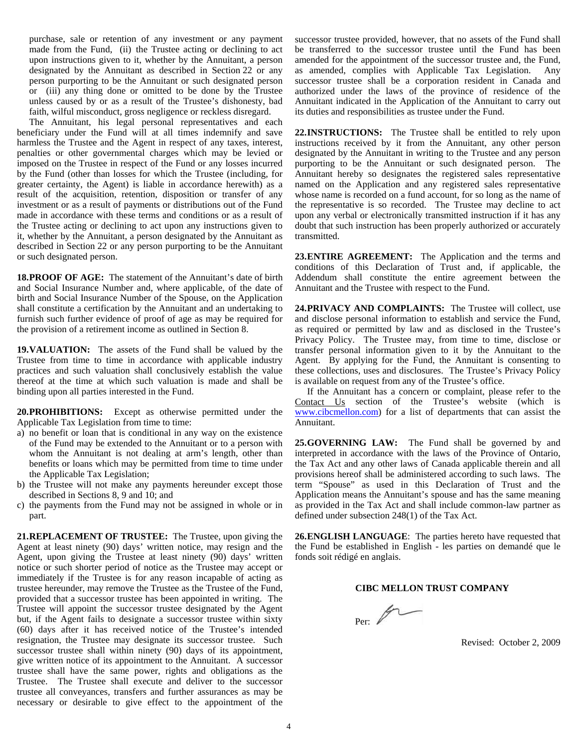purchase, sale or retention of any investment or any payment made from the Fund, (ii) the Trustee acting or declining to act upon instructions given to it, whether by the Annuitant, a person designated by the Annuitant as described in Section 22 or any person purporting to be the Annuitant or such designated person or (iii) any thing done or omitted to be done by the Trustee unless caused by or as a result of the Trustee's dishonesty, bad faith, wilful misconduct, gross negligence or reckless disregard.

The Annuitant, his legal personal representatives and each beneficiary under the Fund will at all times indemnify and save harmless the Trustee and the Agent in respect of any taxes, interest, penalties or other governmental charges which may be levied or imposed on the Trustee in respect of the Fund or any losses incurred by the Fund (other than losses for which the Trustee (including, for greater certainty, the Agent) is liable in accordance herewith) as a result of the acquisition, retention, disposition or transfer of any investment or as a result of payments or distributions out of the Fund made in accordance with these terms and conditions or as a result of the Trustee acting or declining to act upon any instructions given to it, whether by the Annuitant, a person designated by the Annuitant as described in Section 22 or any person purporting to be the Annuitant or such designated person.

**18.PROOF OF AGE:** The statement of the Annuitant's date of birth and Social Insurance Number and, where applicable, of the date of birth and Social Insurance Number of the Spouse, on the Application shall constitute a certification by the Annuitant and an undertaking to furnish such further evidence of proof of age as may be required for the provision of a retirement income as outlined in Section 8.

**19.VALUATION:** The assets of the Fund shall be valued by the Trustee from time to time in accordance with applicable industry practices and such valuation shall conclusively establish the value thereof at the time at which such valuation is made and shall be binding upon all parties interested in the Fund.

**20.PROHIBITIONS:** Except as otherwise permitted under the Applicable Tax Legislation from time to time:

a) no benefit or loan that is conditional in any way on the existence of the Fund may be extended to the Annuitant or to a person with whom the Annuitant is not dealing at arm's length, other than benefits or loans which may be permitted from time to time under the Applicable Tax Legislation;
b) the Trustee will not make any payments hereunder except those described in Sections 8, 9 and 10; and
c) the payments from the Fund may not be assigned in whole or in part.

**21.REPLACEMENT OF TRUSTEE:** The Trustee, upon giving the Agent at least ninety (90) days' written notice, may resign and the Agent, upon giving the Trustee at least ninety (90) days' written notice or such shorter period of notice as the Trustee may accept or immediately if the Trustee is for any reason incapable of acting as trustee hereunder, may remove the Trustee as the Trustee of the Fund, provided that a successor trustee has been appointed in writing. The Trustee will appoint the successor trustee designated by the Agent but, if the Agent fails to designate a successor trustee within sixty (60) days after it has received notice of the Trustee's intended resignation, the Trustee may designate its successor trustee. Such successor trustee shall within ninety (90) days of its appointment, give written notice of its appointment to the Annuitant. A successor trustee shall have the same power, rights and obligations as the Trustee. The Trustee shall execute and deliver to the successor trustee all conveyances, transfers and further assurances as may be necessary or desirable to give effect to the appointment of the successor trustee provided, however, that no assets of the Fund shall be transferred to the successor trustee until the Fund has been amended for the appointment of the successor trustee and, the Fund, as amended, complies with Applicable Tax Legislation. Any successor trustee shall be a corporation resident in Canada and authorized under the laws of the province of residence of the Annuitant indicated in the Application of the Annuitant to carry out its duties and responsibilities as trustee under the Fund.

**22.INSTRUCTIONS:** The Trustee shall be entitled to rely upon instructions received by it from the Annuitant, any other person designated by the Annuitant in writing to the Trustee and any person purporting to be the Annuitant or such designated person. The Annuitant hereby so designates the registered sales representative named on the Application and any registered sales representative whose name is recorded on a fund account, for so long as the name of the representative is so recorded. The Trustee may decline to act upon any verbal or electronically transmitted instruction if it has any doubt that such instruction has been properly authorized or accurately transmitted.

**23.ENTIRE AGREEMENT:** The Application and the terms and conditions of this Declaration of Trust and, if applicable, the Addendum shall constitute the entire agreement between the Annuitant and the Trustee with respect to the Fund.

**24.PRIVACY AND COMPLAINTS:** The Trustee will collect, use and disclose personal information to establish and service the Fund, as required or permitted by law and as disclosed in the Trustee's Privacy Policy. The Trustee may, from time to time, disclose or transfer personal information given to it by the Annuitant to the Agent. By applying for the Fund, the Annuitant is consenting to these collections, uses and disclosures. The Trustee's Privacy Policy is available on request from any of the Trustee's office.

If the Annuitant has a concern or complaint, please refer to the Contact Us section of the Trustee's website (which is www.cibcmellon.com) for a list of departments that can assist the Annuitant.

**25.GOVERNING LAW:** The Fund shall be governed by and interpreted in accordance with the laws of the Province of Ontario, the Tax Act and any other laws of Canada applicable therein and all provisions hereof shall be administered according to such laws. The term "Spouse" as used in this Declaration of Trust and the Application means the Annuitant's spouse and has the same meaning as provided in the Tax Act and shall include common-law partner as defined under subsection 248(1) of the Tax Act.

**26.ENGLISH LANGUAGE**: The parties hereto have requested that the Fund be established in English - les parties on demandé que le fonds soit rédigé en anglais.

**CIBC MELLON TRUST COMPANY**

Per:

Revised: October 2, 2009